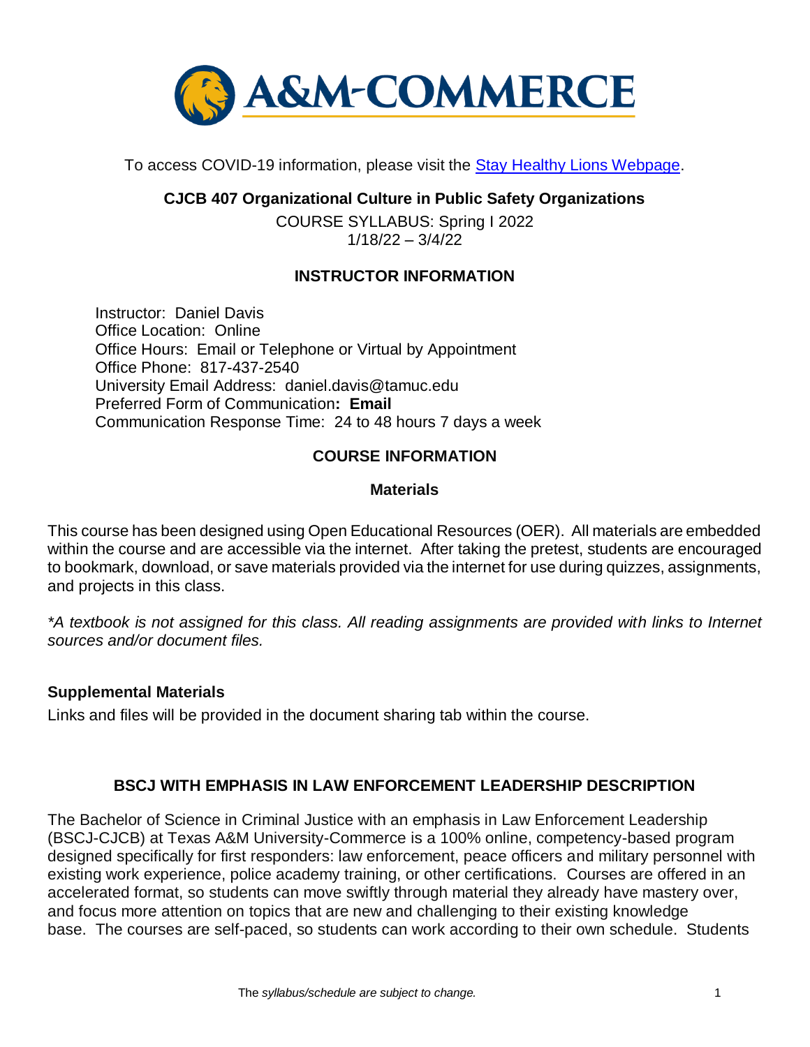To access COVID-19 information, please visit the [Stay Healthy Lions Webpage](#).

# CJCB 407 Organizational Culture in Public Safety Organizations

COURSE SYLLABUS: Spring I 2022
1/18/22 – 3/4/22

## INSTRUCTOR INFORMATION

Instructor: Daniel Davis
Office Location: Online
Office Hours: Email or Telephone or Virtual by Appointment
Office Phone: 817-437-2540
University Email Address: daniel.davis@tamuc.edu
Preferred Form of Communication**: Email**
Communication Response Time: 24 to 48 hours 7 days a week

## COURSE INFORMATION

### Materials

This course has been designed using Open Educational Resources (OER). All materials are embedded within the course and are accessible via the internet. After taking the pretest, students are encouraged to bookmark, download, or save materials provided via the internet for use during quizzes, assignments, and projects in this class.

*\*A textbook is not assigned for this class. All reading assignments are provided with links to Internet sources and/or document files.*

### Supplemental Materials

Links and files will be provided in the document sharing tab within the course.

## BSCJ WITH EMPHASIS IN LAW ENFORCEMENT LEADERSHIP DESCRIPTION

The Bachelor of Science in Criminal Justice with an emphasis in Law Enforcement Leadership (BSCJ-CJCB) at Texas A&M University-Commerce is a 100% online, competency-based program designed specifically for first responders: law enforcement, peace officers and military personnel with existing work experience, police academy training, or other certifications. Courses are offered in an accelerated format, so students can move swiftly through material they already have mastery over, and focus more attention on topics that are new and challenging to their existing knowledge base. The courses are self-paced, so students can work according to their own schedule. Students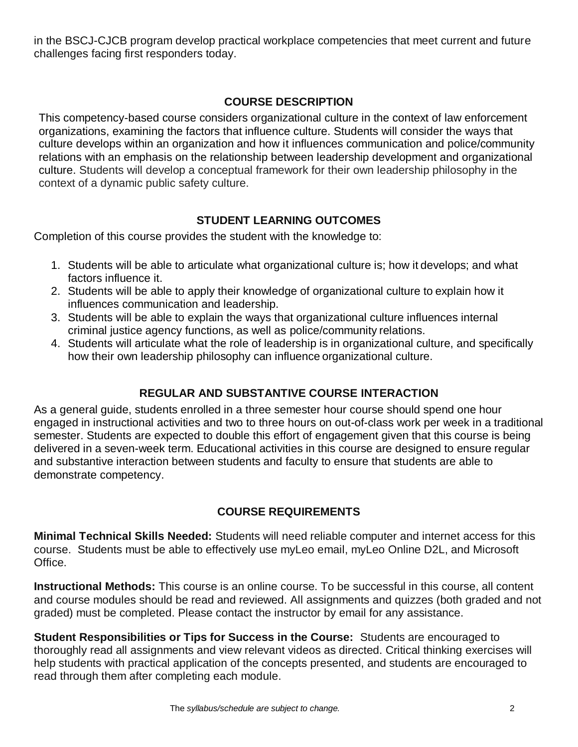in the BSCJ-CJCB program develop practical workplace competencies that meet current and future challenges facing first responders today.

## COURSE DESCRIPTION

This competency-based course considers organizational culture in the context of law enforcement organizations, examining the factors that influence culture. Students will consider the ways that culture develops within an organization and how it influences communication and police/community relations with an emphasis on the relationship between leadership development and organizational culture. Students will develop a conceptual framework for their own leadership philosophy in the context of a dynamic public safety culture.

## STUDENT LEARNING OUTCOMES

Completion of this course provides the student with the knowledge to:

1. Students will be able to articulate what organizational culture is; how it develops; and what factors influence it.
2. Students will be able to apply their knowledge of organizational culture to explain how it influences communication and leadership.
3. Students will be able to explain the ways that organizational culture influences internal criminal justice agency functions, as well as police/community relations.
4. Students will articulate what the role of leadership is in organizational culture, and specifically how their own leadership philosophy can influence organizational culture.

## REGULAR AND SUBSTANTIVE COURSE INTERACTION

As a general guide, students enrolled in a three semester hour course should spend one hour engaged in instructional activities and two to three hours on out-of-class work per week in a traditional semester. Students are expected to double this effort of engagement given that this course is being delivered in a seven-week term. Educational activities in this course are designed to ensure regular and substantive interaction between students and faculty to ensure that students are able to demonstrate competency.

## COURSE REQUIREMENTS

**Minimal Technical Skills Needed:** Students will need reliable computer and internet access for this course. Students must be able to effectively use myLeo email, myLeo Online D2L, and Microsoft Office.

**Instructional Methods:** This course is an online course. To be successful in this course, all content and course modules should be read and reviewed. All assignments and quizzes (both graded and not graded) must be completed. Please contact the instructor by email for any assistance.

**Student Responsibilities or Tips for Success in the Course:** Students are encouraged to thoroughly read all assignments and view relevant videos as directed. Critical thinking exercises will help students with practical application of the concepts presented, and students are encouraged to read through them after completing each module.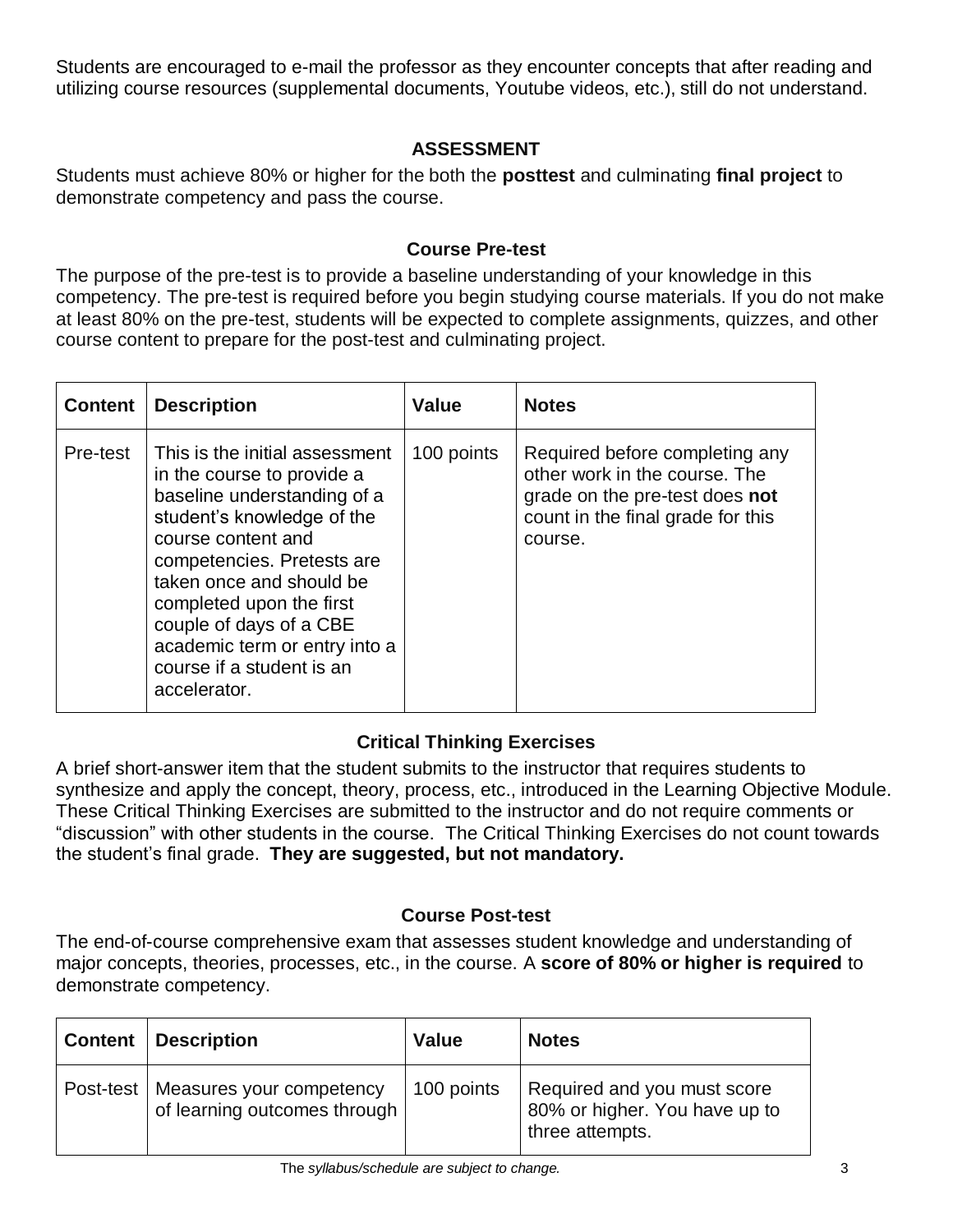Students are encouraged to e-mail the professor as they encounter concepts that after reading and utilizing course resources (supplemental documents, Youtube videos, etc.), still do not understand.

## ASSESSMENT

Students must achieve 80% or higher for the both the **posttest** and culminating **final project** to demonstrate competency and pass the course.

### Course Pre-test

The purpose of the pre-test is to provide a baseline understanding of your knowledge in this competency. The pre-test is required before you begin studying course materials. If you do not make at least 80% on the pre-test, students will be expected to complete assignments, quizzes, and other course content to prepare for the post-test and culminating project.

| Content | Description | Value | Notes |
|---|---|---|---|
| Pre-test | This is the initial assessment in the course to provide a baseline understanding of a student's knowledge of the course content and competencies. Pretests are taken once and should be completed upon the first couple of days of a CBE academic term or entry into a course if a student is an accelerator. | 100 points | Required before completing any other work in the course. The grade on the pre-test does **not** count in the final grade for this course. |

### Critical Thinking Exercises

A brief short-answer item that the student submits to the instructor that requires students to synthesize and apply the concept, theory, process, etc., introduced in the Learning Objective Module. These Critical Thinking Exercises are submitted to the instructor and do not require comments or "discussion" with other students in the course. The Critical Thinking Exercises do not count towards the student's final grade. **They are suggested, but not mandatory.**

### Course Post-test

The end-of-course comprehensive exam that assesses student knowledge and understanding of major concepts, theories, processes, etc., in the course. A **score of 80% or higher is required** to demonstrate competency.

| Content | Description | Value | Notes |
|---|---|---|---|
| Post-test | Measures your competency of learning outcomes through | 100 points | Required and you must score 80% or higher. You have up to three attempts. |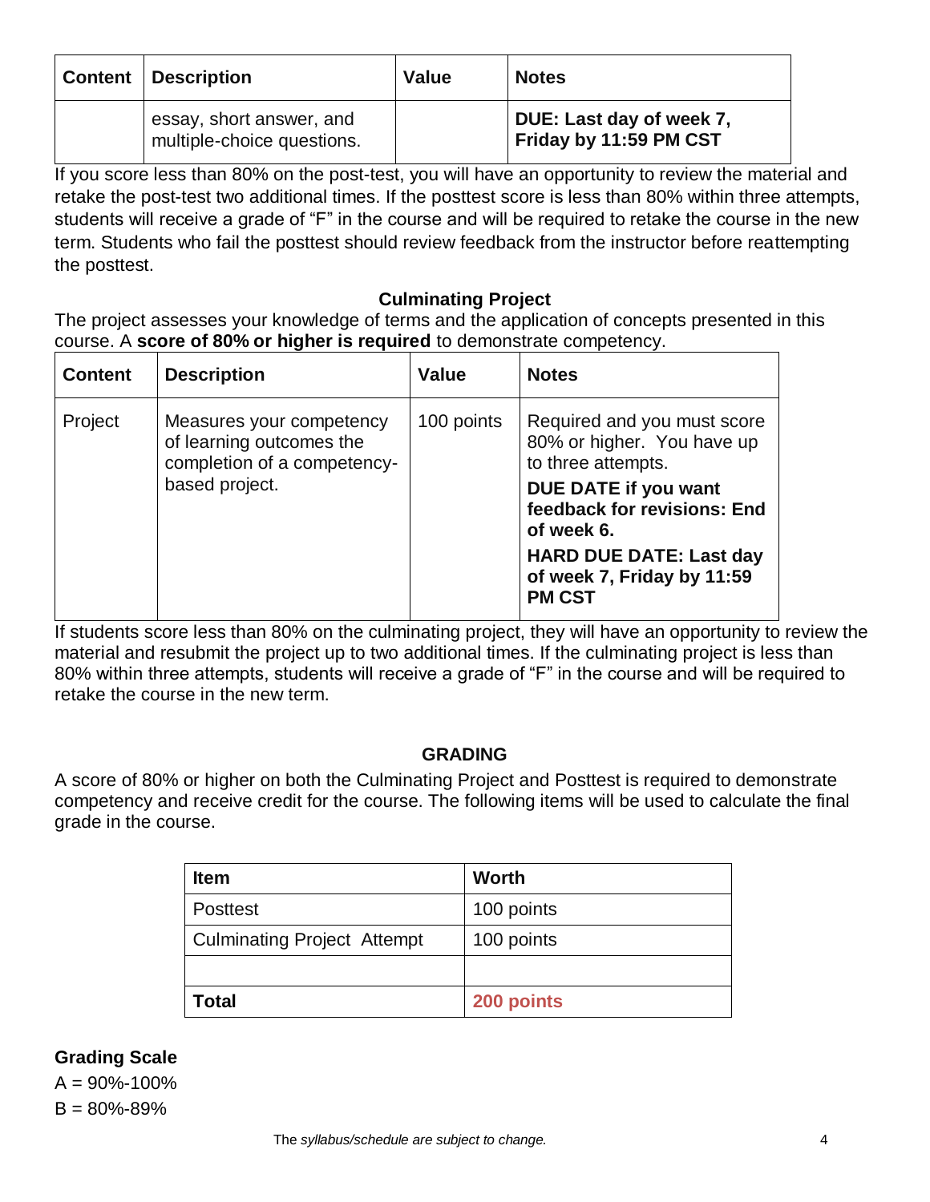| Content | Description | Value | Notes |
| --- | --- | --- | --- |
| | essay, short answer, and multiple-choice questions. | | **DUE: Last day of week 7, Friday by 11:59 PM CST** |

If you score less than 80% on the post-test, you will have an opportunity to review the material and retake the post-test two additional times. If the posttest score is less than 80% within three attempts, students will receive a grade of "F" in the course and will be required to retake the course in the new term. Students who fail the posttest should review feedback from the instructor before reattempting the posttest.

### Culminating Project

The project assesses your knowledge of terms and the application of concepts presented in this course. A **score of 80% or higher is required** to demonstrate competency.

| Content | Description | Value | Notes |
| --- | --- | --- | --- |
| Project | Measures your competency of learning outcomes the completion of a competency-based project. | 100 points | Required and you must score 80% or higher. You have up to three attempts. **DUE DATE if you want feedback for revisions: End of week 6.** **HARD DUE DATE: Last day of week 7, Friday by 11:59 PM CST** |

If students score less than 80% on the culminating project, they will have an opportunity to review the material and resubmit the project up to two additional times. If the culminating project is less than 80% within three attempts, students will receive a grade of "F" in the course and will be required to retake the course in the new term.

## GRADING

A score of 80% or higher on both the Culminating Project and Posttest is required to demonstrate competency and receive credit for the course. The following items will be used to calculate the final grade in the course.

| Item | Worth |
| --- | --- |
| Posttest | 100 points |
| Culminating Project Attempt | 100 points |
| | |
| **Total** | **200 points** |

**Grading Scale**

A = 90%-100%

B = 80%-89%

*The syllabus/schedule are subject to change.*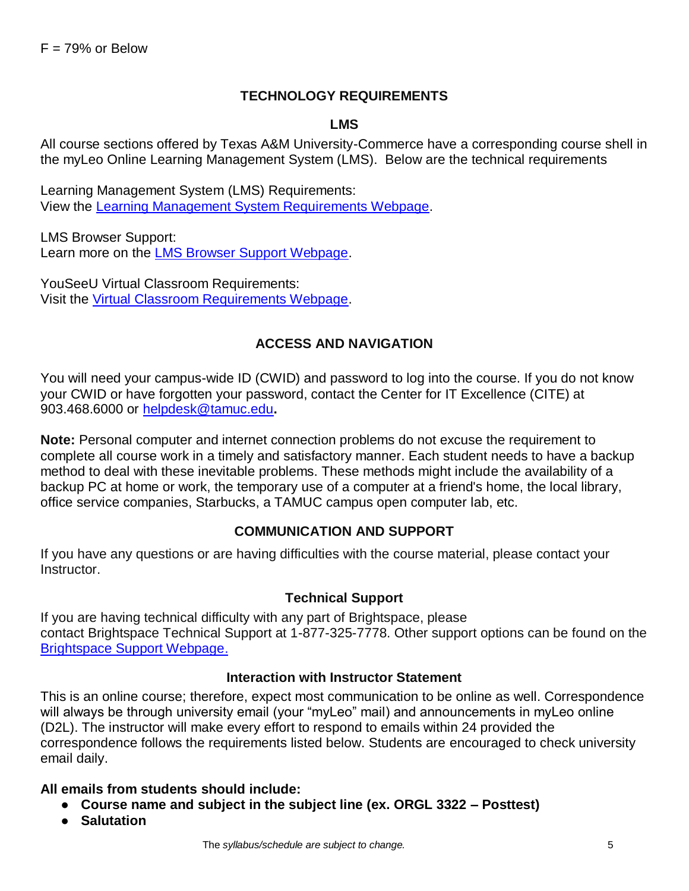F = 79% or Below

## TECHNOLOGY REQUIREMENTS

### LMS

All course sections offered by Texas A&M University-Commerce have a corresponding course shell in the myLeo Online Learning Management System (LMS). Below are the technical requirements

Learning Management System (LMS) Requirements:
View the Learning Management System Requirements Webpage.

LMS Browser Support:
Learn more on the LMS Browser Support Webpage.

YouSeeU Virtual Classroom Requirements:
Visit the Virtual Classroom Requirements Webpage.

## ACCESS AND NAVIGATION

You will need your campus-wide ID (CWID) and password to log into the course. If you do not know your CWID or have forgotten your password, contact the Center for IT Excellence (CITE) at 903.468.6000 or helpdesk@tamuc.edu**.**

**Note:** Personal computer and internet connection problems do not excuse the requirement to complete all course work in a timely and satisfactory manner. Each student needs to have a backup method to deal with these inevitable problems. These methods might include the availability of a backup PC at home or work, the temporary use of a computer at a friend's home, the local library, office service companies, Starbucks, a TAMUC campus open computer lab, etc.

## COMMUNICATION AND SUPPORT

If you have any questions or are having difficulties with the course material, please contact your Instructor.

### Technical Support

If you are having technical difficulty with any part of Brightspace, please contact Brightspace Technical Support at 1-877-325-7778. Other support options can be found on the Brightspace Support Webpage.

### Interaction with Instructor Statement

This is an online course; therefore, expect most communication to be online as well. Correspondence will always be through university email (your "myLeo" mail) and announcements in myLeo online (D2L). The instructor will make every effort to respond to emails within 24 provided the correspondence follows the requirements listed below. Students are encouraged to check university email daily.

**All emails from students should include:**

- **Course name and subject in the subject line (ex. ORGL 3322 – Posttest)**
- **Salutation**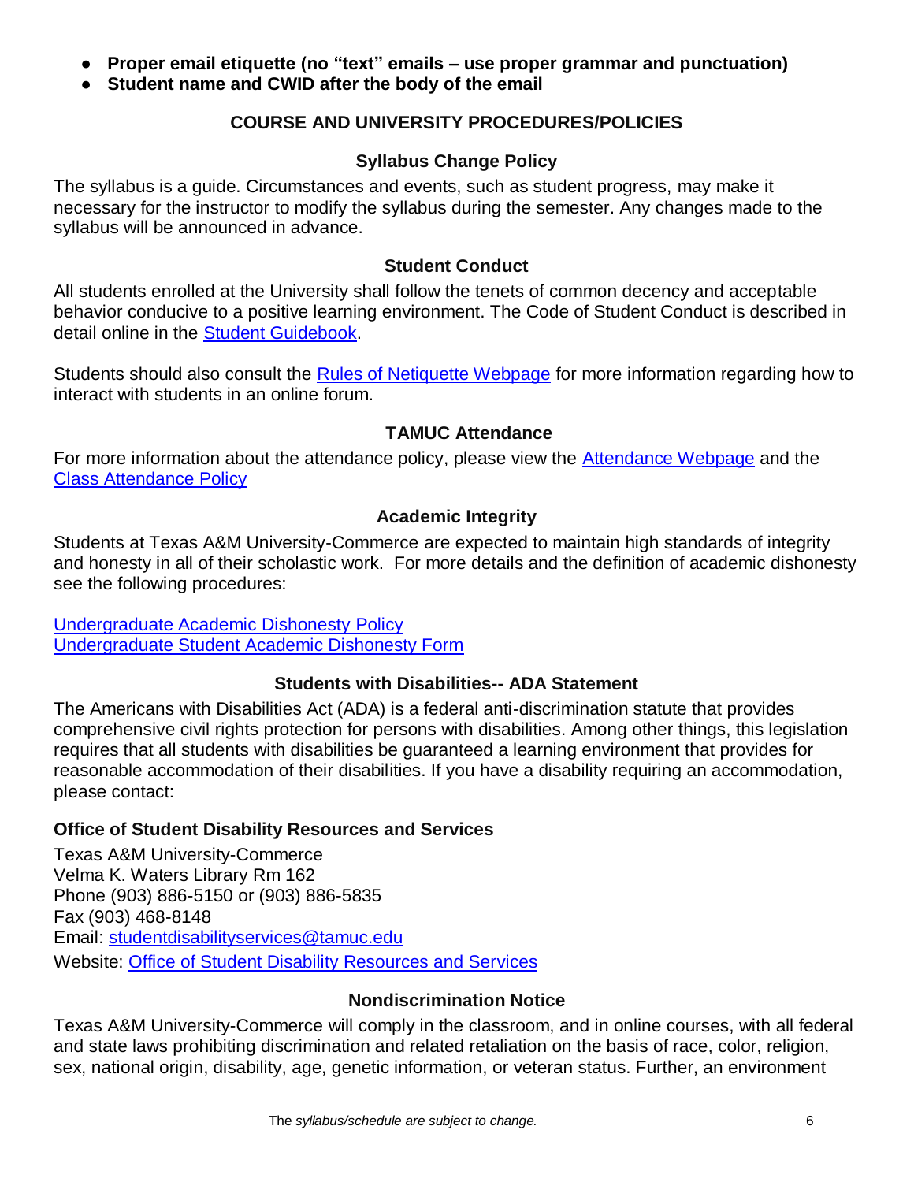- **Proper email etiquette (no "text" emails – use proper grammar and punctuation)**
- **Student name and CWID after the body of the email**

## COURSE AND UNIVERSITY PROCEDURES/POLICIES

### Syllabus Change Policy

The syllabus is a guide. Circumstances and events, such as student progress, may make it necessary for the instructor to modify the syllabus during the semester. Any changes made to the syllabus will be announced in advance.

### Student Conduct

All students enrolled at the University shall follow the tenets of common decency and acceptable behavior conducive to a positive learning environment. The Code of Student Conduct is described in detail online in the Student Guidebook.

Students should also consult the Rules of Netiquette Webpage for more information regarding how to interact with students in an online forum.

### TAMUC Attendance

For more information about the attendance policy, please view the Attendance Webpage and the Class Attendance Policy

### Academic Integrity

Students at Texas A&M University-Commerce are expected to maintain high standards of integrity and honesty in all of their scholastic work. For more details and the definition of academic dishonesty see the following procedures:

Undergraduate Academic Dishonesty Policy
Undergraduate Student Academic Dishonesty Form

### Students with Disabilities-- ADA Statement

The Americans with Disabilities Act (ADA) is a federal anti-discrimination statute that provides comprehensive civil rights protection for persons with disabilities. Among other things, this legislation requires that all students with disabilities be guaranteed a learning environment that provides for reasonable accommodation of their disabilities. If you have a disability requiring an accommodation, please contact:

**Office of Student Disability Resources and Services**

Texas A&M University-Commerce
Velma K. Waters Library Rm 162
Phone (903) 886-5150 or (903) 886-5835
Fax (903) 468-8148
Email: studentdisabilityservices@tamuc.edu
Website: Office of Student Disability Resources and Services

### Nondiscrimination Notice

Texas A&M University-Commerce will comply in the classroom, and in online courses, with all federal and state laws prohibiting discrimination and related retaliation on the basis of race, color, religion, sex, national origin, disability, age, genetic information, or veteran status. Further, an environment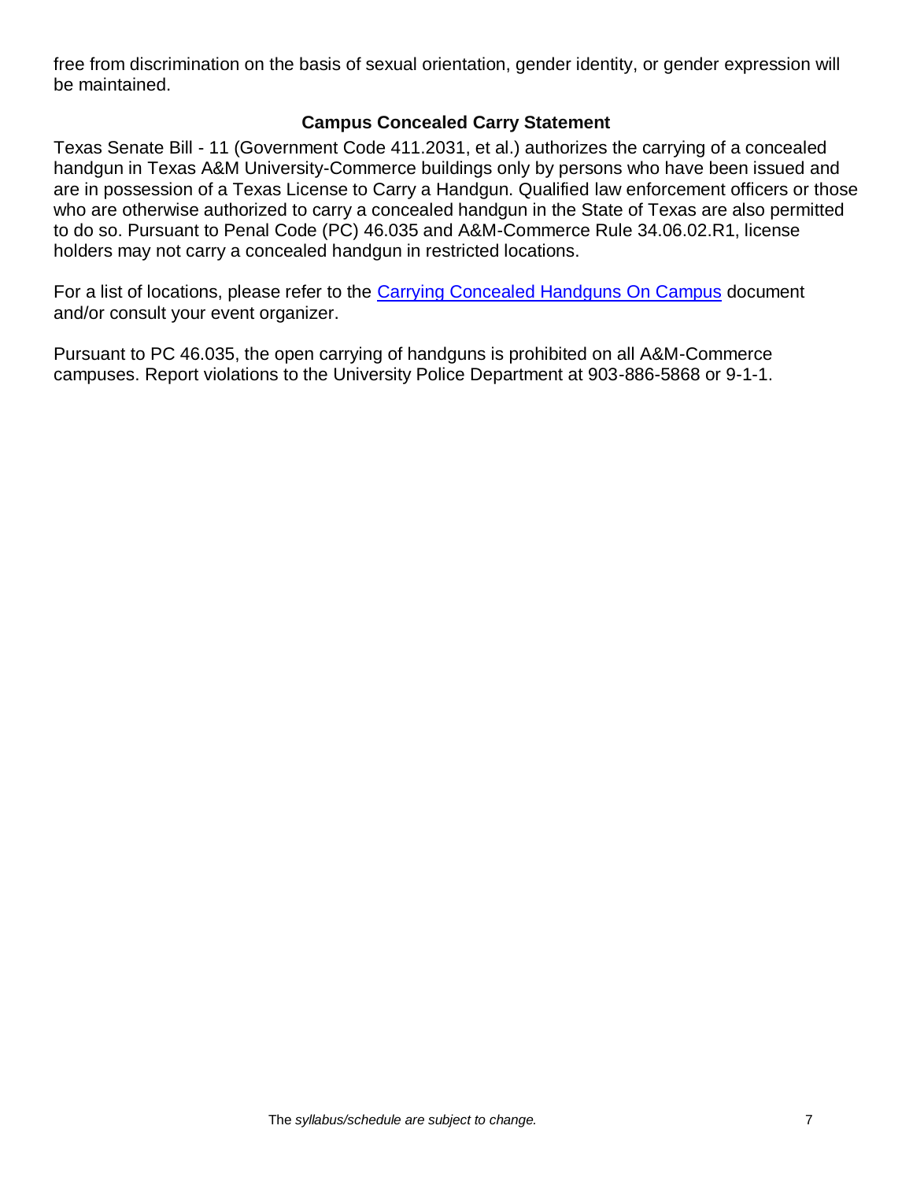free from discrimination on the basis of sexual orientation, gender identity, or gender expression will be maintained.

## Campus Concealed Carry Statement

Texas Senate Bill - 11 (Government Code 411.2031, et al.) authorizes the carrying of a concealed handgun in Texas A&M University-Commerce buildings only by persons who have been issued and are in possession of a Texas License to Carry a Handgun. Qualified law enforcement officers or those who are otherwise authorized to carry a concealed handgun in the State of Texas are also permitted to do so. Pursuant to Penal Code (PC) 46.035 and A&M-Commerce Rule 34.06.02.R1, license holders may not carry a concealed handgun in restricted locations.

For a list of locations, please refer to the Carrying Concealed Handguns On Campus document and/or consult your event organizer.

Pursuant to PC 46.035, the open carrying of handguns is prohibited on all A&M-Commerce campuses. Report violations to the University Police Department at 903-886-5868 or 9-1-1.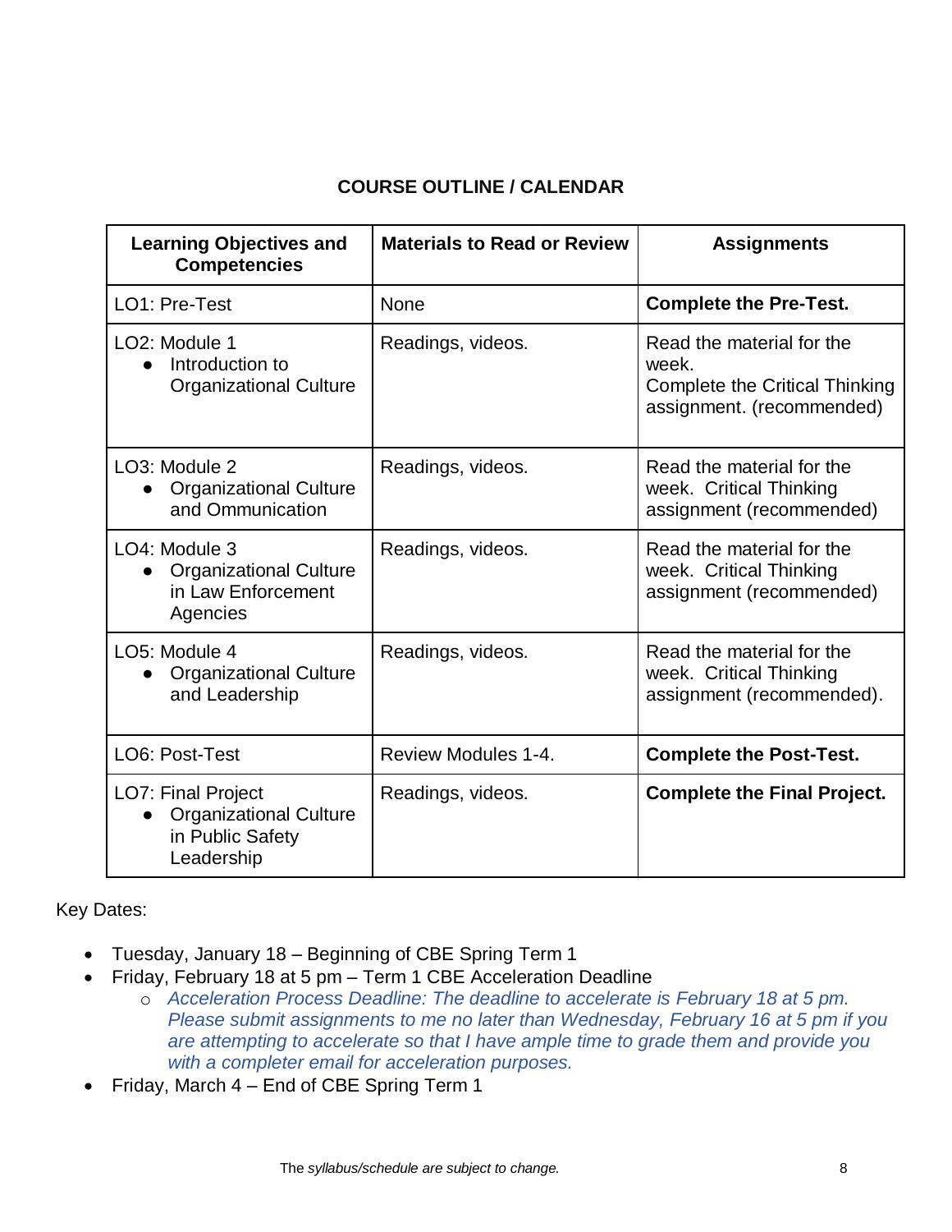## COURSE OUTLINE / CALENDAR

| Learning Objectives and Competencies | Materials to Read or Review | Assignments |
|---|---|---|
| LO1: Pre-Test | None | **Complete the Pre-Test.** |
| LO2: Module 1<br>• Introduction to Organizational Culture | Readings, videos. | Read the material for the week.<br>Complete the Critical Thinking assignment. (recommended) |
| LO3: Module 2<br>• Organizational Culture and Ommunication | Readings, videos. | Read the material for the week. Critical Thinking assignment (recommended) |
| LO4: Module 3<br>• Organizational Culture in Law Enforcement Agencies | Readings, videos. | Read the material for the week. Critical Thinking assignment (recommended) |
| LO5: Module 4<br>• Organizational Culture and Leadership | Readings, videos. | Read the material for the week. Critical Thinking assignment (recommended). |
| LO6: Post-Test | Review Modules 1-4. | **Complete the Post-Test.** |
| LO7: Final Project<br>• Organizational Culture in Public Safety Leadership | Readings, videos. | **Complete the Final Project.** |

Key Dates:

- Tuesday, January 18 – Beginning of CBE Spring Term 1
- Friday, February 18 at 5 pm – Term 1 CBE Acceleration Deadline
  - *Acceleration Process Deadline: The deadline to accelerate is February 18 at 5 pm. Please submit assignments to me no later than Wednesday, February 16 at 5 pm if you are attempting to accelerate so that I have ample time to grade them and provide you with a completer email for acceleration purposes.*
- Friday, March 4 – End of CBE Spring Term 1